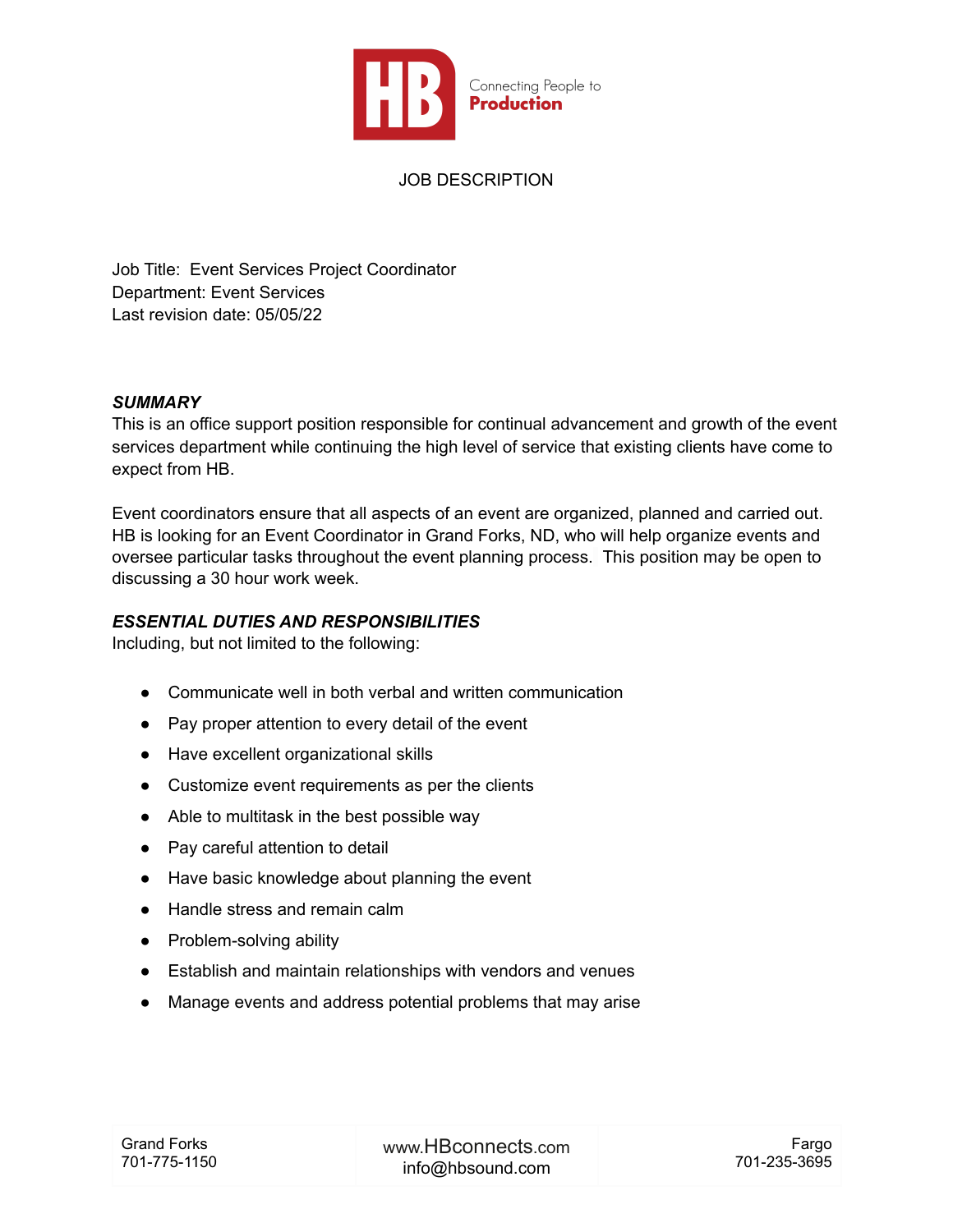# JOB DESCRIPTION

Job Title: Event Services Project Coordinator
Department: Event Services
Last revision date: 05/05/22

### *SUMMARY*

This is an office support position responsible for continual advancement and growth of the event services department while continuing the high level of service that existing clients have come to expect from HB.

Event coordinators ensure that all aspects of an event are organized, planned and carried out. HB is looking for an Event Coordinator in Grand Forks, ND, who will help organize events and oversee particular tasks throughout the event planning process. This position may be open to discussing a 30 hour work week.

### *ESSENTIAL DUTIES AND RESPONSIBILITIES*

Including, but not limited to the following:

- Communicate well in both verbal and written communication
- Pay proper attention to every detail of the event
- Have excellent organizational skills
- Customize event requirements as per the clients
- Able to multitask in the best possible way
- Pay careful attention to detail
- Have basic knowledge about planning the event
- Handle stress and remain calm
- Problem-solving ability
- Establish and maintain relationships with vendors and venues
- Manage events and address potential problems that may arise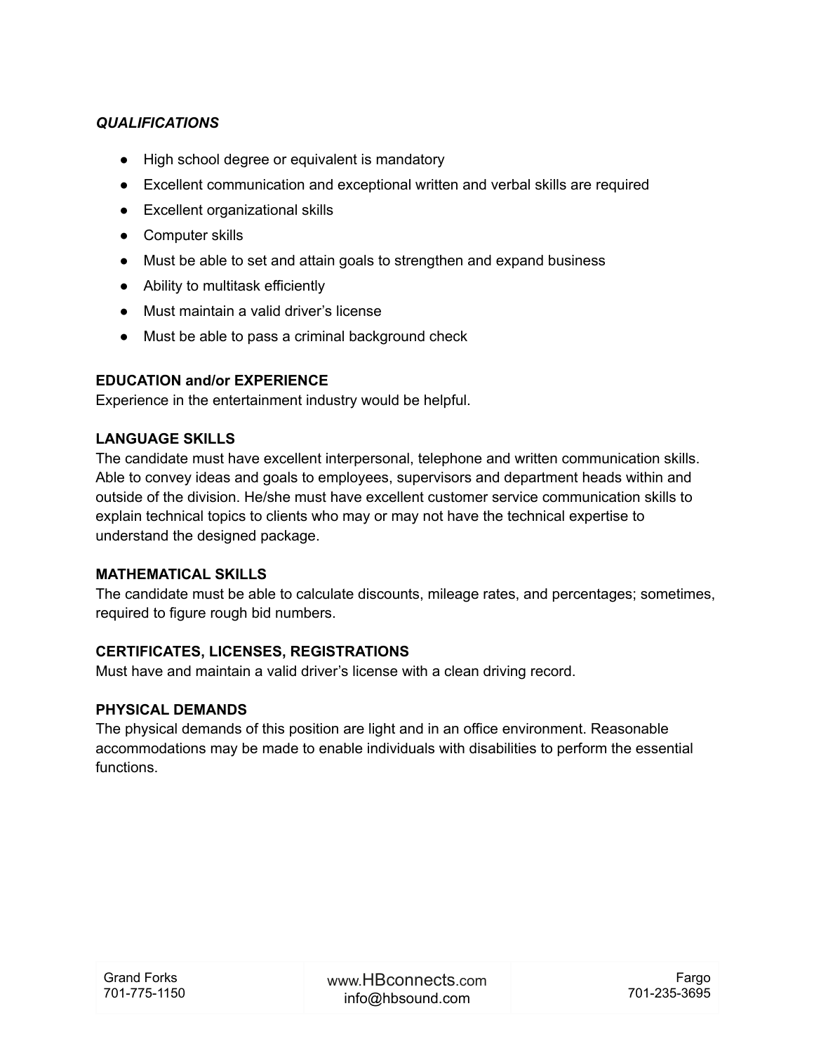***QUALIFICATIONS***

- High school degree or equivalent is mandatory
- Excellent communication and exceptional written and verbal skills are required
- Excellent organizational skills
- Computer skills
- Must be able to set and attain goals to strengthen and expand business
- Ability to multitask efficiently
- Must maintain a valid driver's license
- Must be able to pass a criminal background check

**EDUCATION and/or EXPERIENCE**

Experience in the entertainment industry would be helpful.

**LANGUAGE SKILLS**

The candidate must have excellent interpersonal, telephone and written communication skills. Able to convey ideas and goals to employees, supervisors and department heads within and outside of the division. He/she must have excellent customer service communication skills to explain technical topics to clients who may or may not have the technical expertise to understand the designed package.

**MATHEMATICAL SKILLS**

The candidate must be able to calculate discounts, mileage rates, and percentages; sometimes, required to figure rough bid numbers.

**CERTIFICATES, LICENSES, REGISTRATIONS**

Must have and maintain a valid driver's license with a clean driving record.

**PHYSICAL DEMANDS**

The physical demands of this position are light and in an office environment. Reasonable accommodations may be made to enable individuals with disabilities to perform the essential functions.